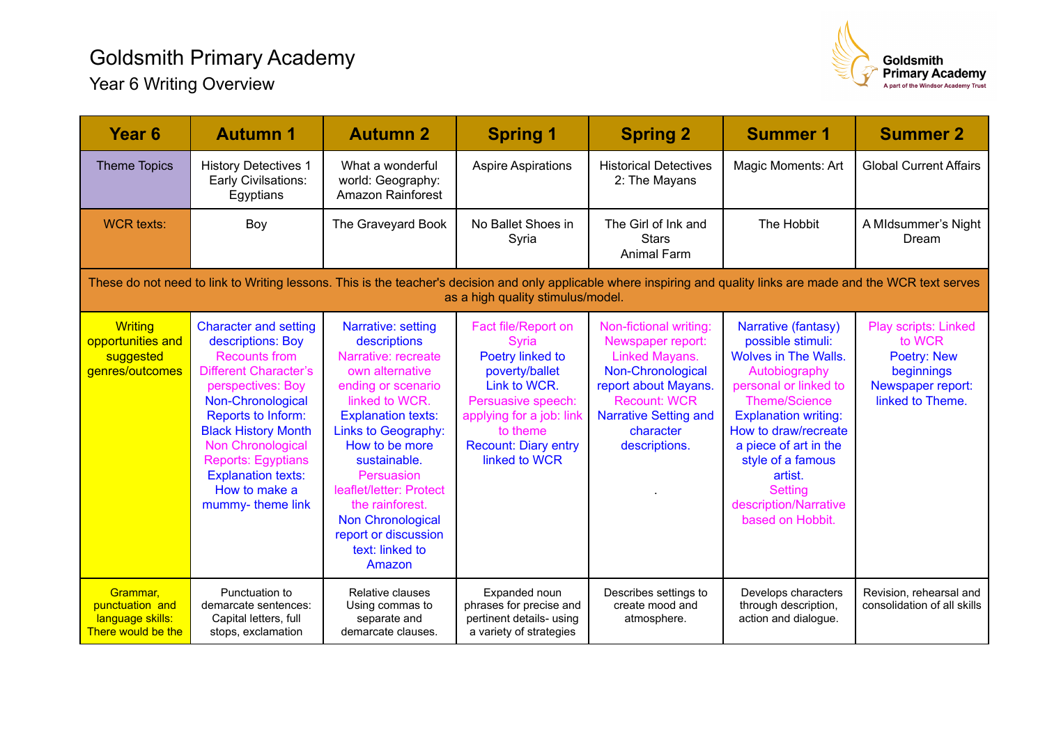# Goldsmith Primary Academy

## Year 6 Writing Overview

| Year 6 | Autumn 1 | Autumn 2 | Spring 1 | Spring 2 | Summer 1 | Summer 2 |
|---|---|---|---|---|---|---|
| Theme Topics | History Detectives 1 Early Civilisations: Egyptians | What a wonderful world: Geography: Amazon Rainforest | Aspire Aspirations | Historical Detectives 2: The Mayans | Magic Moments: Art | Global Current Affairs |
| WCR texts: | Boy | The Graveyard Book | No Ballet Shoes in Syria | The Girl of Ink and Stars Animal Farm | The Hobbit | A MIdsummer's Night Dream |
| These do not need to link to Writing lessons. This is the teacher's decision and only applicable where inspiring and quality links are made and the WCR text serves as a high quality stimulus/model. | | | | | | |
| Writing opportunities and suggested genres/outcomes | Character and setting descriptions: Boy Recounts from Different Character's perspectives: Boy Non-Chronological Reports to Inform: Black History Month Non Chronological Reports: Egyptians Explanation texts: How to make a mummy- theme link | Narrative: setting descriptions Narrative: recreate own alternative ending or scenario linked to WCR. Explanation texts: Links to Geography: How to be more sustainable. Persuasion leaflet/letter: Protect the rainforest. Non Chronological report or discussion text: linked to Amazon | Fact file/Report on Syria Poetry linked to poverty/ballet Link to WCR. Persuasive speech: applying for a job: link to the theme Recount: Diary entry linked to WCR | Non-fictional writing: Newspaper report: Linked Mayans. Non-Chronological report about Mayans. Recount: WCR Narrative Setting and character descriptions. . | Narrative (fantasy) possible stimuli: Wolves in The Walls. Autobiography personal or linked to Theme/Science Explanation writing: How to draw/recreate a piece of art in the style of a famous artist. Setting description/Narrative based on Hobbit. | Play scripts: Linked to WCR Poetry: New beginnings Newspaper report: linked to Theme. |
| Grammar, punctuation and language skills: There would be the | Punctuation to demarcate sentences: Capital letters, full stops, exclamation | Relative clauses Using commas to separate and demarcate clauses. | Expanded noun phrases for precise and pertinent details- using a variety of strategies | Describes settings to create mood and atmosphere. | Develops characters through description, action and dialogue. | Revision, rehearsal and consolidation of all skills |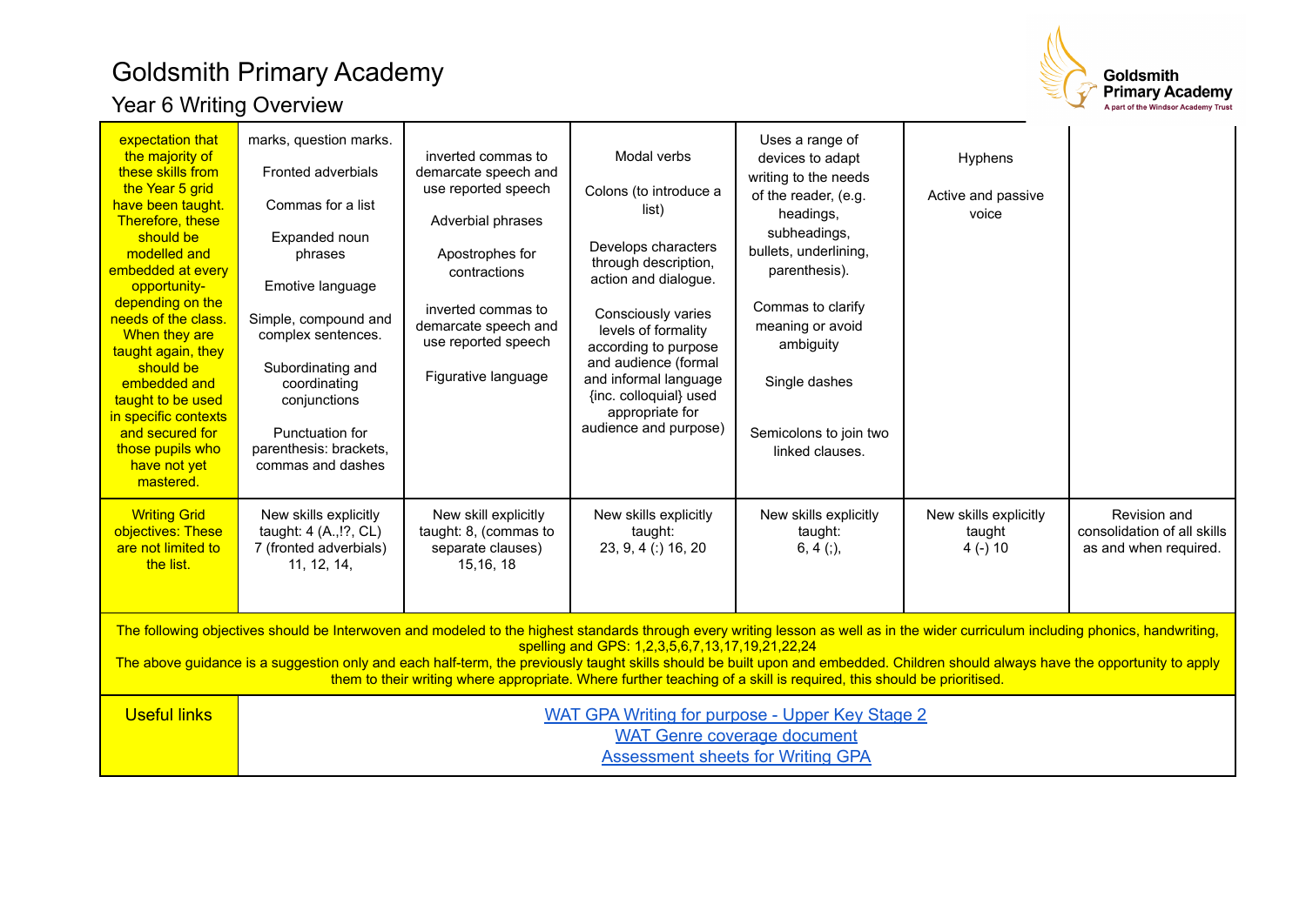# Goldsmith Primary Academy

## Year 6 Writing Overview

| | | | | | | |
|---|---|---|---|---|---|---|
| expectation that the majority of these skills from the Year 5 grid have been taught. Therefore, these should be modelled and embedded at every opportunity- depending on the needs of the class. When they are taught again, they should be embedded and taught to be used in specific contexts and secured for those pupils who have not yet mastered. | marks, question marks.<br><br>Fronted adverbials<br><br>Commas for a list<br><br>Expanded noun phrases<br><br>Emotive language<br><br>Simple, compound and complex sentences.<br><br>Subordinating and coordinating conjunctions<br><br>Punctuation for parenthesis: brackets, commas and dashes | inverted commas to demarcate speech and use reported speech<br><br>Adverbial phrases<br><br>Apostrophes for contractions<br><br>inverted commas to demarcate speech and use reported speech<br><br>Figurative language | Modal verbs<br><br>Colons (to introduce a list)<br><br>Develops characters through description, action and dialogue.<br><br>Consciously varies levels of formality according to purpose and audience (formal and informal language {inc. colloquial} used appropriate for audience and purpose) | Uses a range of devices to adapt writing to the needs of the reader, (e.g. headings, subheadings, bullets, underlining, parenthesis).<br><br>Commas to clarify meaning or avoid ambiguity<br><br>Single dashes<br><br>Semicolons to join two linked clauses. | Hyphens<br><br>Active and passive voice | |
| Writing Grid objectives: These are not limited to the list. | New skills explicitly taught: 4 (A.,!?, CL) 7 (fronted adverbials) 11, 12, 14, | New skill explicitly taught: 8, (commas to separate clauses) 15,16, 18 | New skills explicitly taught: 23, 9, 4 (:) 16, 20 | New skills explicitly taught: 6, 4 (;), | New skills explicitly taught 4 (-) 10 | Revision and consolidation of all skills as and when required. |

The following objectives should be Interwoven and modeled to the highest standards through every writing lesson as well as in the wider curriculum including phonics, handwriting, spelling and GPS: 1,2,3,5,6,7,13,17,19,21,22,24
The above guidance is a suggestion only and each half-term, the previously taught skills should be built upon and embedded. Children should always have the opportunity to apply them to their writing where appropriate. Where further teaching of a skill is required, this should be prioritised.

| | |
|---|---|
| Useful links | WAT GPA Writing for purpose - Upper Key Stage 2<br>WAT Genre coverage document<br>Assessment sheets for Writing GPA |